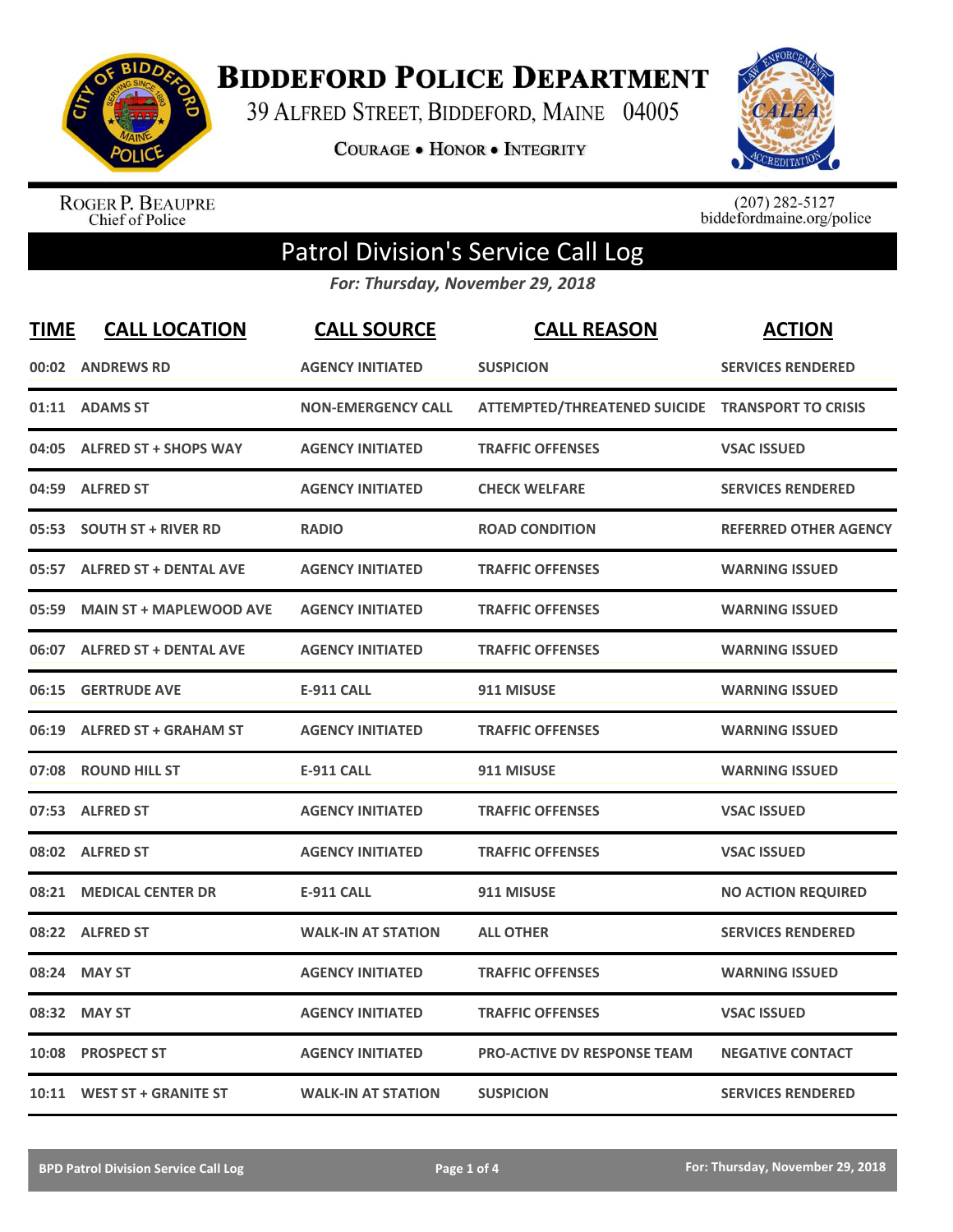# Biddeford Police Department

39 Alfred Street, Biddeford, Maine 04005

**Courage • Honor • Integrity**

Roger P. Beaupre
Chief of Police

(207) 282-5127
biddefordmaine.org/police

## Patrol Division's Service Call Log

*For: Thursday, November 29, 2018*

| TIME | CALL LOCATION | CALL SOURCE | CALL REASON | ACTION |
|---|---|---|---|---|
| 00:02 | ANDREWS RD | AGENCY INITIATED | SUSPICION | SERVICES RENDERED |
| 01:11 | ADAMS ST | NON-EMERGENCY CALL | ATTEMPTED/THREATENED SUICIDE | TRANSPORT TO CRISIS |
| 04:05 | ALFRED ST + SHOPS WAY | AGENCY INITIATED | TRAFFIC OFFENSES | VSAC ISSUED |
| 04:59 | ALFRED ST | AGENCY INITIATED | CHECK WELFARE | SERVICES RENDERED |
| 05:53 | SOUTH ST + RIVER RD | RADIO | ROAD CONDITION | REFERRED OTHER AGENCY |
| 05:57 | ALFRED ST + DENTAL AVE | AGENCY INITIATED | TRAFFIC OFFENSES | WARNING ISSUED |
| 05:59 | MAIN ST + MAPLEWOOD AVE | AGENCY INITIATED | TRAFFIC OFFENSES | WARNING ISSUED |
| 06:07 | ALFRED ST + DENTAL AVE | AGENCY INITIATED | TRAFFIC OFFENSES | WARNING ISSUED |
| 06:15 | GERTRUDE AVE | E-911 CALL | 911 MISUSE | WARNING ISSUED |
| 06:19 | ALFRED ST + GRAHAM ST | AGENCY INITIATED | TRAFFIC OFFENSES | WARNING ISSUED |
| 07:08 | ROUND HILL ST | E-911 CALL | 911 MISUSE | WARNING ISSUED |
| 07:53 | ALFRED ST | AGENCY INITIATED | TRAFFIC OFFENSES | VSAC ISSUED |
| 08:02 | ALFRED ST | AGENCY INITIATED | TRAFFIC OFFENSES | VSAC ISSUED |
| 08:21 | MEDICAL CENTER DR | E-911 CALL | 911 MISUSE | NO ACTION REQUIRED |
| 08:22 | ALFRED ST | WALK-IN AT STATION | ALL OTHER | SERVICES RENDERED |
| 08:24 | MAY ST | AGENCY INITIATED | TRAFFIC OFFENSES | WARNING ISSUED |
| 08:32 | MAY ST | AGENCY INITIATED | TRAFFIC OFFENSES | VSAC ISSUED |
| 10:08 | PROSPECT ST | AGENCY INITIATED | PRO-ACTIVE DV RESPONSE TEAM | NEGATIVE CONTACT |
| 10:11 | WEST ST + GRANITE ST | WALK-IN AT STATION | SUSPICION | SERVICES RENDERED |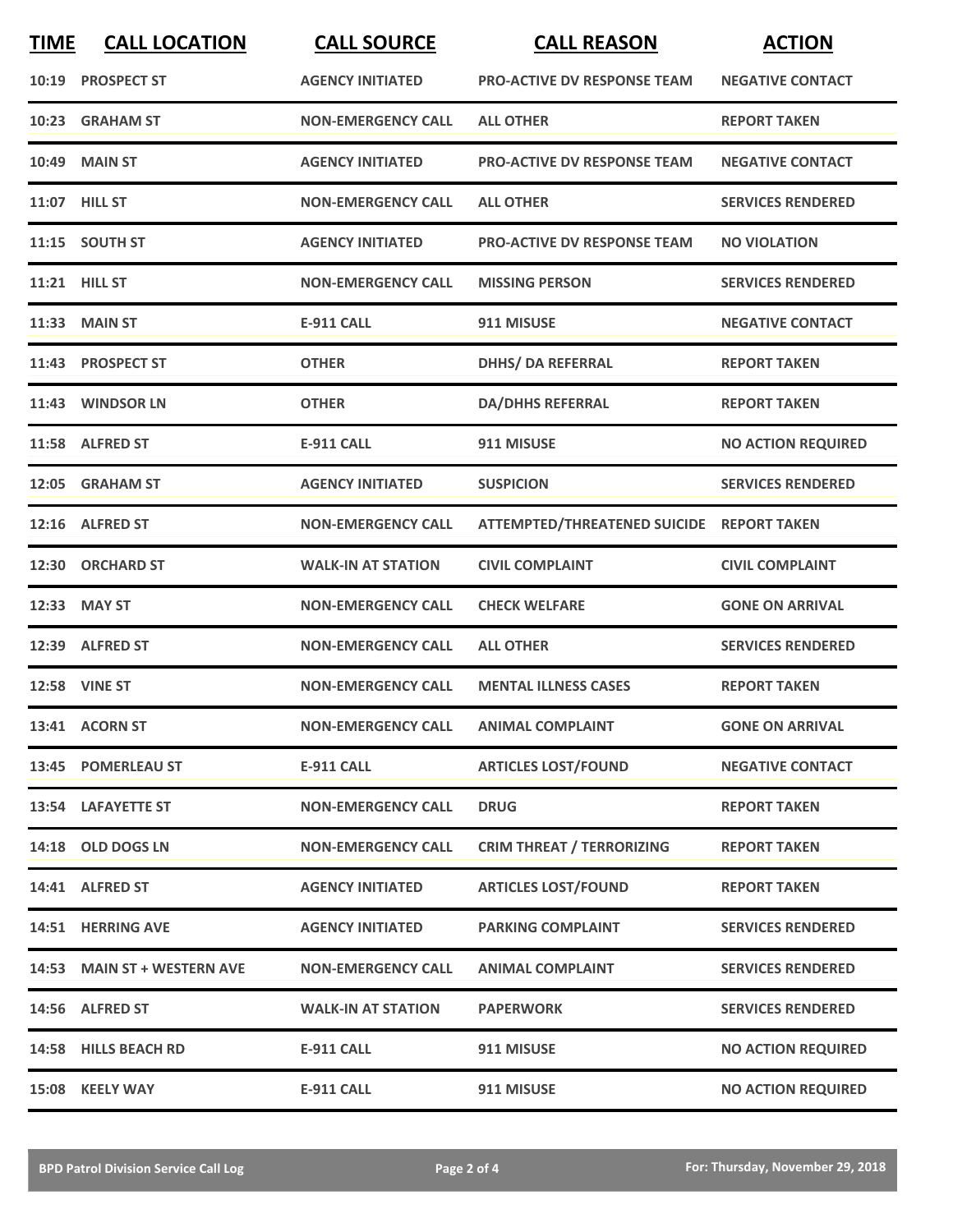| TIME | CALL LOCATION | CALL SOURCE | CALL REASON | ACTION |
|---|---|---|---|---|
| 10:19 | PROSPECT ST | AGENCY INITIATED | PRO-ACTIVE DV RESPONSE TEAM | NEGATIVE CONTACT |
| 10:23 | GRAHAM ST | NON-EMERGENCY CALL | ALL OTHER | REPORT TAKEN |
| 10:49 | MAIN ST | AGENCY INITIATED | PRO-ACTIVE DV RESPONSE TEAM | NEGATIVE CONTACT |
| 11:07 | HILL ST | NON-EMERGENCY CALL | ALL OTHER | SERVICES RENDERED |
| 11:15 | SOUTH ST | AGENCY INITIATED | PRO-ACTIVE DV RESPONSE TEAM | NO VIOLATION |
| 11:21 | HILL ST | NON-EMERGENCY CALL | MISSING PERSON | SERVICES RENDERED |
| 11:33 | MAIN ST | E-911 CALL | 911 MISUSE | NEGATIVE CONTACT |
| 11:43 | PROSPECT ST | OTHER | DHHS/ DA REFERRAL | REPORT TAKEN |
| 11:43 | WINDSOR LN | OTHER | DA/DHHS REFERRAL | REPORT TAKEN |
| 11:58 | ALFRED ST | E-911 CALL | 911 MISUSE | NO ACTION REQUIRED |
| 12:05 | GRAHAM ST | AGENCY INITIATED | SUSPICION | SERVICES RENDERED |
| 12:16 | ALFRED ST | NON-EMERGENCY CALL | ATTEMPTED/THREATENED SUICIDE | REPORT TAKEN |
| 12:30 | ORCHARD ST | WALK-IN AT STATION | CIVIL COMPLAINT | CIVIL COMPLAINT |
| 12:33 | MAY ST | NON-EMERGENCY CALL | CHECK WELFARE | GONE ON ARRIVAL |
| 12:39 | ALFRED ST | NON-EMERGENCY CALL | ALL OTHER | SERVICES RENDERED |
| 12:58 | VINE ST | NON-EMERGENCY CALL | MENTAL ILLNESS CASES | REPORT TAKEN |
| 13:41 | ACORN ST | NON-EMERGENCY CALL | ANIMAL COMPLAINT | GONE ON ARRIVAL |
| 13:45 | POMERLEAU ST | E-911 CALL | ARTICLES LOST/FOUND | NEGATIVE CONTACT |
| 13:54 | LAFAYETTE ST | NON-EMERGENCY CALL | DRUG | REPORT TAKEN |
| 14:18 | OLD DOGS LN | NON-EMERGENCY CALL | CRIM THREAT / TERRORIZING | REPORT TAKEN |
| 14:41 | ALFRED ST | AGENCY INITIATED | ARTICLES LOST/FOUND | REPORT TAKEN |
| 14:51 | HERRING AVE | AGENCY INITIATED | PARKING COMPLAINT | SERVICES RENDERED |
| 14:53 | MAIN ST + WESTERN AVE | NON-EMERGENCY CALL | ANIMAL COMPLAINT | SERVICES RENDERED |
| 14:56 | ALFRED ST | WALK-IN AT STATION | PAPERWORK | SERVICES RENDERED |
| 14:58 | HILLS BEACH RD | E-911 CALL | 911 MISUSE | NO ACTION REQUIRED |
| 15:08 | KEELY WAY | E-911 CALL | 911 MISUSE | NO ACTION REQUIRED |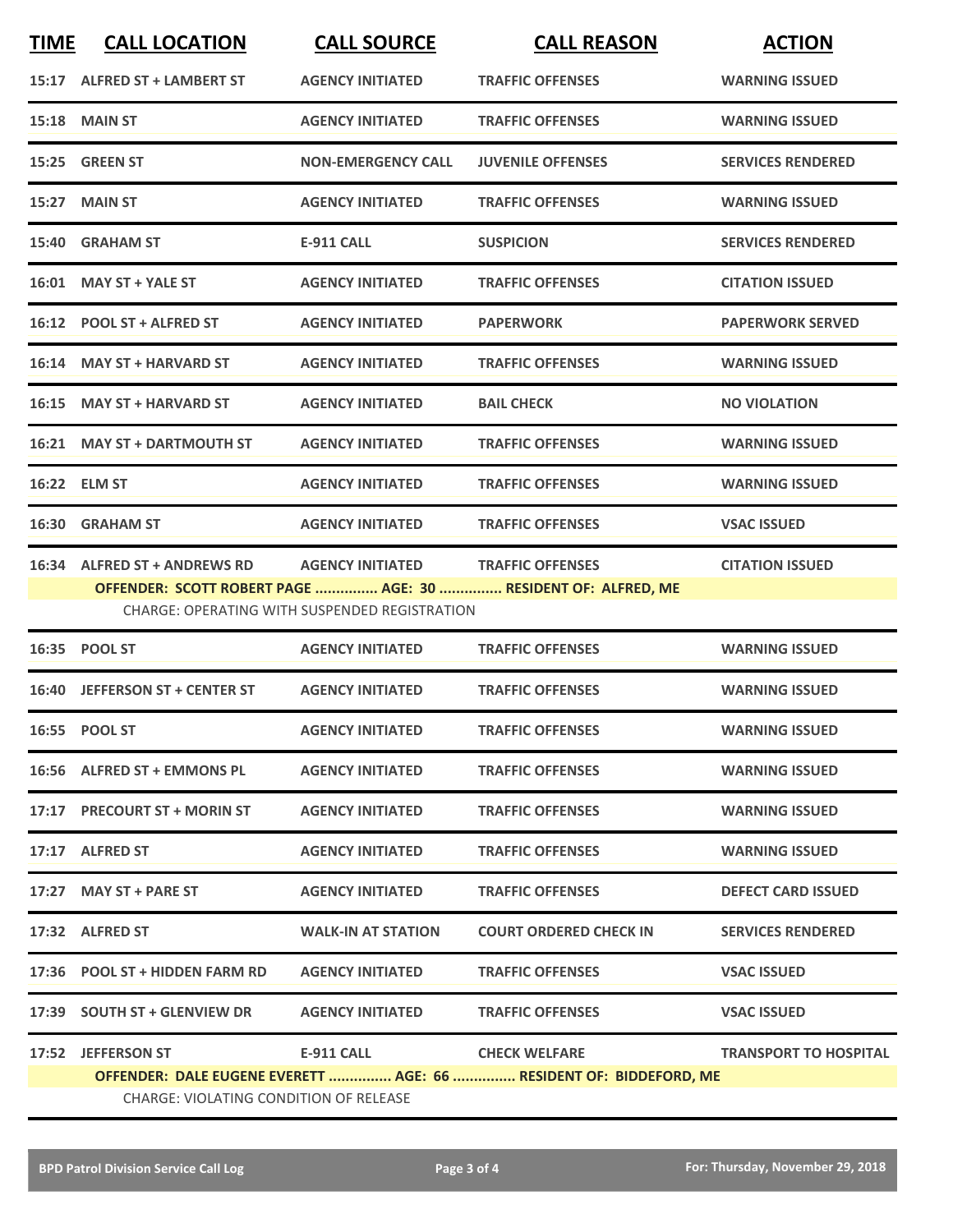| TIME | CALL LOCATION | CALL SOURCE | CALL REASON | ACTION |
|---|---|---|---|---|
| 15:17 | ALFRED ST + LAMBERT ST | AGENCY INITIATED | TRAFFIC OFFENSES | WARNING ISSUED |
| 15:18 | MAIN ST | AGENCY INITIATED | TRAFFIC OFFENSES | WARNING ISSUED |
| 15:25 | GREEN ST | NON-EMERGENCY CALL | JUVENILE OFFENSES | SERVICES RENDERED |
| 15:27 | MAIN ST | AGENCY INITIATED | TRAFFIC OFFENSES | WARNING ISSUED |
| 15:40 | GRAHAM ST | E-911 CALL | SUSPICION | SERVICES RENDERED |
| 16:01 | MAY ST + YALE ST | AGENCY INITIATED | TRAFFIC OFFENSES | CITATION ISSUED |
| 16:12 | POOL ST + ALFRED ST | AGENCY INITIATED | PAPERWORK | PAPERWORK SERVED |
| 16:14 | MAY ST + HARVARD ST | AGENCY INITIATED | TRAFFIC OFFENSES | WARNING ISSUED |
| 16:15 | MAY ST + HARVARD ST | AGENCY INITIATED | BAIL CHECK | NO VIOLATION |
| 16:21 | MAY ST + DARTMOUTH ST | AGENCY INITIATED | TRAFFIC OFFENSES | WARNING ISSUED |
| 16:22 | ELM ST | AGENCY INITIATED | TRAFFIC OFFENSES | WARNING ISSUED |
| 16:30 | GRAHAM ST | AGENCY INITIATED | TRAFFIC OFFENSES | VSAC ISSUED |
| 16:34 | ALFRED ST + ANDREWS RD | AGENCY INITIATED | TRAFFIC OFFENSES | CITATION ISSUED |
| | **OFFENDER: SCOTT ROBERT PAGE ............... AGE: 30 ............... RESIDENT OF: ALFRED, ME** | | | |
| | CHARGE: OPERATING WITH SUSPENDED REGISTRATION | | | |
| 16:35 | POOL ST | AGENCY INITIATED | TRAFFIC OFFENSES | WARNING ISSUED |
| 16:40 | JEFFERSON ST + CENTER ST | AGENCY INITIATED | TRAFFIC OFFENSES | WARNING ISSUED |
| 16:55 | POOL ST | AGENCY INITIATED | TRAFFIC OFFENSES | WARNING ISSUED |
| 16:56 | ALFRED ST + EMMONS PL | AGENCY INITIATED | TRAFFIC OFFENSES | WARNING ISSUED |
| 17:17 | PRECOURT ST + MORIN ST | AGENCY INITIATED | TRAFFIC OFFENSES | WARNING ISSUED |
| 17:17 | ALFRED ST | AGENCY INITIATED | TRAFFIC OFFENSES | WARNING ISSUED |
| 17:27 | MAY ST + PARE ST | AGENCY INITIATED | TRAFFIC OFFENSES | DEFECT CARD ISSUED |
| 17:32 | ALFRED ST | WALK-IN AT STATION | COURT ORDERED CHECK IN | SERVICES RENDERED |
| 17:36 | POOL ST + HIDDEN FARM RD | AGENCY INITIATED | TRAFFIC OFFENSES | VSAC ISSUED |
| 17:39 | SOUTH ST + GLENVIEW DR | AGENCY INITIATED | TRAFFIC OFFENSES | VSAC ISSUED |
| 17:52 | JEFFERSON ST | E-911 CALL | CHECK WELFARE | TRANSPORT TO HOSPITAL |
| | **OFFENDER: DALE EUGENE EVERETT ............... AGE: 66 ............... RESIDENT OF: BIDDEFORD, ME** | | | |
| | CHARGE: VIOLATING CONDITION OF RELEASE | | | |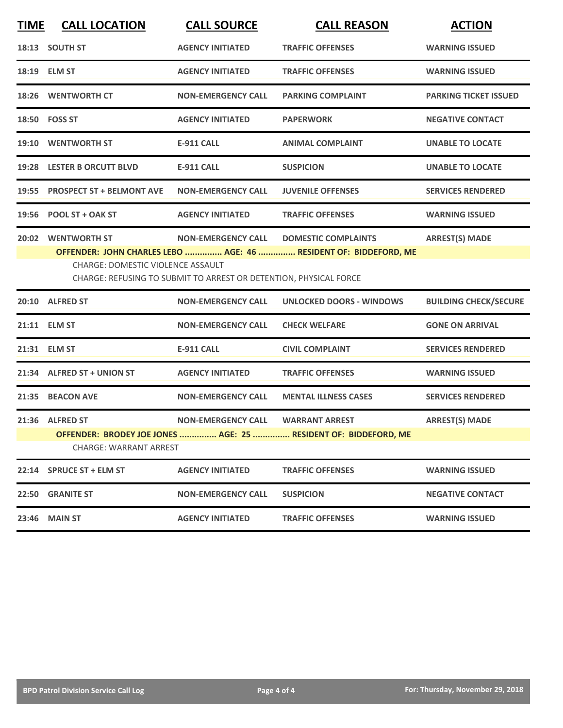| TIME | CALL LOCATION | CALL SOURCE | CALL REASON | ACTION |
|---|---|---|---|---|
| 18:13 | SOUTH ST | AGENCY INITIATED | TRAFFIC OFFENSES | WARNING ISSUED |
| 18:19 | ELM ST | AGENCY INITIATED | TRAFFIC OFFENSES | WARNING ISSUED |
| 18:26 | WENTWORTH CT | NON-EMERGENCY CALL | PARKING COMPLAINT | PARKING TICKET ISSUED |
| 18:50 | FOSS ST | AGENCY INITIATED | PAPERWORK | NEGATIVE CONTACT |
| 19:10 | WENTWORTH ST | E-911 CALL | ANIMAL COMPLAINT | UNABLE TO LOCATE |
| 19:28 | LESTER B ORCUTT BLVD | E-911 CALL | SUSPICION | UNABLE TO LOCATE |
| 19:55 | PROSPECT ST + BELMONT AVE | NON-EMERGENCY CALL | JUVENILE OFFENSES | SERVICES RENDERED |
| 19:56 | POOL ST + OAK ST | AGENCY INITIATED | TRAFFIC OFFENSES | WARNING ISSUED |
| 20:02 | WENTWORTH ST | NON-EMERGENCY CALL | DOMESTIC COMPLAINTS | ARREST(S) MADE |

**OFFENDER: JOHN CHARLES LEBO ............... AGE: 46 ............... RESIDENT OF: BIDDEFORD, ME**

CHARGE: DOMESTIC VIOLENCE ASSAULT

CHARGE: REFUSING TO SUBMIT TO ARREST OR DETENTION, PHYSICAL FORCE

| TIME | CALL LOCATION | CALL SOURCE | CALL REASON | ACTION |
|---|---|---|---|---|
| 20:10 | ALFRED ST | NON-EMERGENCY CALL | UNLOCKED DOORS - WINDOWS | BUILDING CHECK/SECURE |
| 21:11 | ELM ST | NON-EMERGENCY CALL | CHECK WELFARE | GONE ON ARRIVAL |
| 21:31 | ELM ST | E-911 CALL | CIVIL COMPLAINT | SERVICES RENDERED |
| 21:34 | ALFRED ST + UNION ST | AGENCY INITIATED | TRAFFIC OFFENSES | WARNING ISSUED |
| 21:35 | BEACON AVE | NON-EMERGENCY CALL | MENTAL ILLNESS CASES | SERVICES RENDERED |
| 21:36 | ALFRED ST | NON-EMERGENCY CALL | WARRANT ARREST | ARREST(S) MADE |

**OFFENDER: BRODEY JOE JONES ............... AGE: 25 ............... RESIDENT OF: BIDDEFORD, ME**

CHARGE: WARRANT ARREST

| TIME | CALL LOCATION | CALL SOURCE | CALL REASON | ACTION |
|---|---|---|---|---|
| 22:14 | SPRUCE ST + ELM ST | AGENCY INITIATED | TRAFFIC OFFENSES | WARNING ISSUED |
| 22:50 | GRANITE ST | NON-EMERGENCY CALL | SUSPICION | NEGATIVE CONTACT |
| 23:46 | MAIN ST | AGENCY INITIATED | TRAFFIC OFFENSES | WARNING ISSUED |